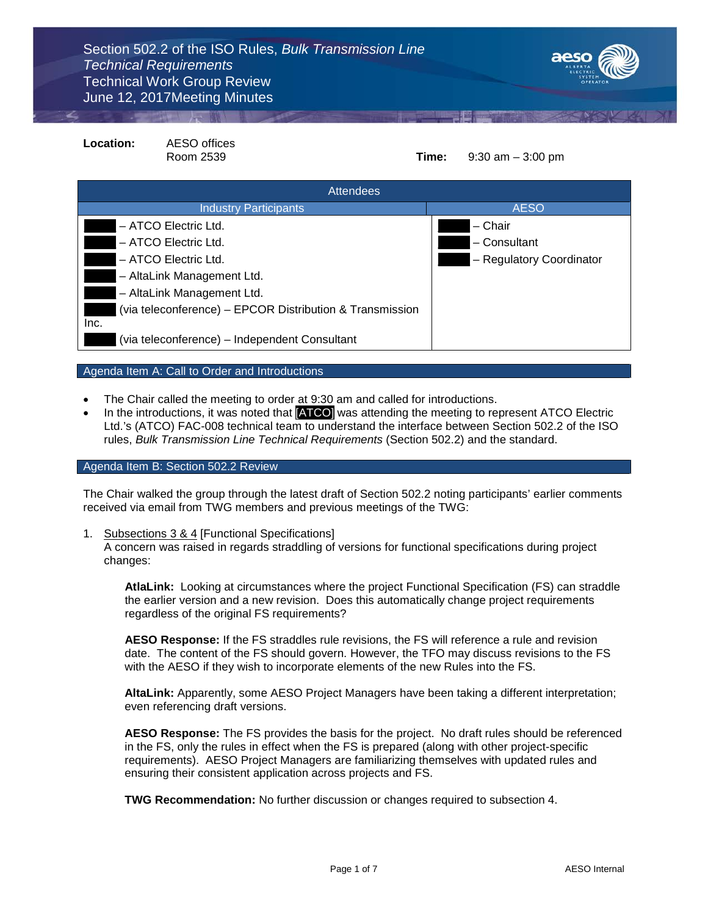# Section 502.2 of the ISO Rules, *Bulk Transmission Line Technical Requirements* Technical Work Group Review June 12, 2017Meeting Minutes

**Location:** AESO offices Room 2539

**Time:** 9:30 am – 3:00 pm

| Attendees | |
|---|---|
| **Industry Participants** | **AESO** |
| – ATCO Electric Ltd. | – Chair |
| – ATCO Electric Ltd. | – Consultant |
| – ATCO Electric Ltd. | – Regulatory Coordinator |
| – AltaLink Management Ltd. | |
| – AltaLink Management Ltd. | |
| (via teleconference) – EPCOR Distribution & Transmission Inc. | |
| (via teleconference) – Independent Consultant | |

## Agenda Item A: Call to Order and Introductions

- The Chair called the meeting to order at 9:30 am and called for introductions.
- In the introductions, it was noted that [ATCO] was attending the meeting to represent ATCO Electric Ltd.'s (ATCO) FAC-008 technical team to understand the interface between Section 502.2 of the ISO rules, *Bulk Transmission Line Technical Requirements* (Section 502.2) and the standard.

## Agenda Item B: Section 502.2 Review

The Chair walked the group through the latest draft of Section 502.2 noting participants' earlier comments received via email from TWG members and previous meetings of the TWG:

1. Subsections 3 & 4 [Functional Specifications]
   A concern was raised in regards straddling of versions for functional specifications during project changes:

   **AtlaLink:** Looking at circumstances where the project Functional Specification (FS) can straddle the earlier version and a new revision. Does this automatically change project requirements regardless of the original FS requirements?

   **AESO Response:** If the FS straddles rule revisions, the FS will reference a rule and revision date. The content of the FS should govern. However, the TFO may discuss revisions to the FS with the AESO if they wish to incorporate elements of the new Rules into the FS.

   **AltaLink:** Apparently, some AESO Project Managers have been taking a different interpretation; even referencing draft versions.

   **AESO Response:** The FS provides the basis for the project. No draft rules should be referenced in the FS, only the rules in effect when the FS is prepared (along with other project-specific requirements). AESO Project Managers are familiarizing themselves with updated rules and ensuring their consistent application across projects and FS.

   **TWG Recommendation:** No further discussion or changes required to subsection 4.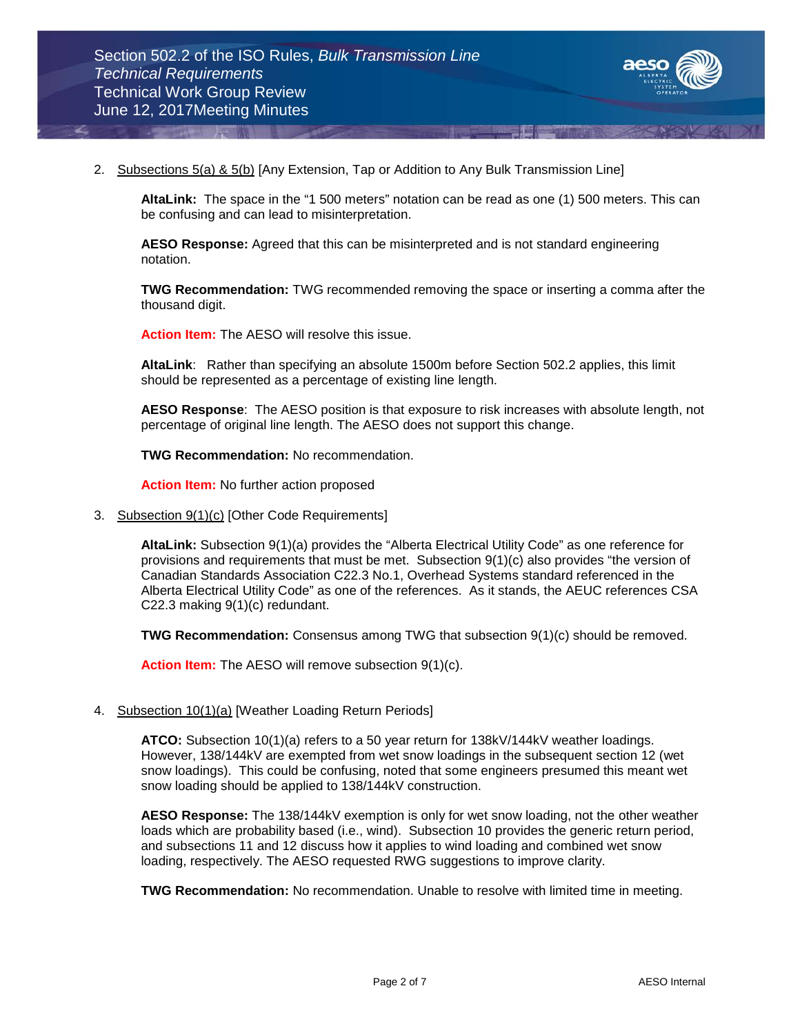2. Subsections 5(a) & 5(b) [Any Extension, Tap or Addition to Any Bulk Transmission Line]

   **AltaLink:** The space in the "1 500 meters" notation can be read as one (1) 500 meters. This can be confusing and can lead to misinterpretation.

   **AESO Response:** Agreed that this can be misinterpreted and is not standard engineering notation.

   **TWG Recommendation:** TWG recommended removing the space or inserting a comma after the thousand digit.

   **Action Item:** The AESO will resolve this issue.

   **AltaLink**: Rather than specifying an absolute 1500m before Section 502.2 applies, this limit should be represented as a percentage of existing line length.

   **AESO Response**: The AESO position is that exposure to risk increases with absolute length, not percentage of original line length. The AESO does not support this change.

   **TWG Recommendation:** No recommendation.

   **Action Item:** No further action proposed

3. Subsection 9(1)(c) [Other Code Requirements]

   **AltaLink:** Subsection 9(1)(a) provides the "Alberta Electrical Utility Code" as one reference for provisions and requirements that must be met. Subsection 9(1)(c) also provides "the version of Canadian Standards Association C22.3 No.1, Overhead Systems standard referenced in the Alberta Electrical Utility Code" as one of the references. As it stands, the AEUC references CSA C22.3 making 9(1)(c) redundant.

   **TWG Recommendation:** Consensus among TWG that subsection 9(1)(c) should be removed.

   **Action Item:** The AESO will remove subsection 9(1)(c).

4. Subsection 10(1)(a) [Weather Loading Return Periods]

   **ATCO:** Subsection 10(1)(a) refers to a 50 year return for 138kV/144kV weather loadings. However, 138/144kV are exempted from wet snow loadings in the subsequent section 12 (wet snow loadings). This could be confusing, noted that some engineers presumed this meant wet snow loading should be applied to 138/144kV construction.

   **AESO Response:** The 138/144kV exemption is only for wet snow loading, not the other weather loads which are probability based (i.e., wind). Subsection 10 provides the generic return period, and subsections 11 and 12 discuss how it applies to wind loading and combined wet snow loading, respectively. The AESO requested RWG suggestions to improve clarity.

   **TWG Recommendation:** No recommendation. Unable to resolve with limited time in meeting.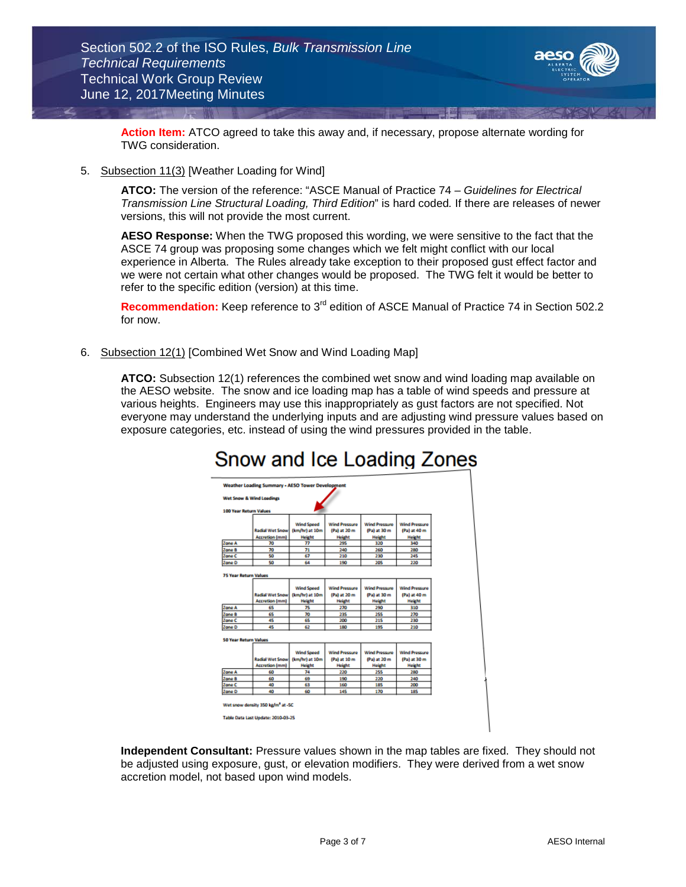**Action Item:** ATCO agreed to take this away and, if necessary, propose alternate wording for TWG consideration.

5. Subsection 11(3) [Weather Loading for Wind]

   **ATCO:** The version of the reference: "ASCE Manual of Practice 74 – *Guidelines for Electrical Transmission Line Structural Loading, Third Edition*" is hard coded. If there are releases of newer versions, this will not provide the most current.

   **AESO Response:** When the TWG proposed this wording, we were sensitive to the fact that the ASCE 74 group was proposing some changes which we felt might conflict with our local experience in Alberta. The Rules already take exception to their proposed gust effect factor and we were not certain what other changes would be proposed. The TWG felt it would be better to refer to the specific edition (version) at this time.

   **Recommendation:** Keep reference to 3rd edition of ASCE Manual of Practice 74 in Section 502.2 for now.

6. Subsection 12(1) [Combined Wet Snow and Wind Loading Map]

   **ATCO:** Subsection 12(1) references the combined wet snow and wind loading map available on the AESO website. The snow and ice loading map has a table of wind speeds and pressure at various heights. Engineers may use this inappropriately as gust factors are not specified. Not everyone may understand the underlying inputs and are adjusting wind pressure values based on exposure categories, etc. instead of using the wind pressures provided in the table.

# Snow and Ice Loading Zones

**Weather Loading Summary - AESO Tower Development**

**Wet Snow & Wind Loadings**

**100 Year Return Values**

| | Radial Wet Snow Accretion (mm) | Wind Speed (km/hr) at 10m Height | Wind Pressure (Pa) at 20 m Height | Wind Pressure (Pa) at 30 m Height | Wind Pressure (Pa) at 40 m Height |
|---|---|---|---|---|---|
| Zone A | 70 | 77 | 295 | 320 | 340 |
| Zone B | 70 | 71 | 240 | 260 | 280 |
| Zone C | 50 | 67 | 210 | 230 | 245 |
| Zone D | 50 | 64 | 190 | 205 | 220 |

**75 Year Return Values**

| | Radial Wet Snow Accretion (mm) | Wind Speed (km/hr) at 10m Height | Wind Pressure (Pa) at 20 m Height | Wind Pressure (Pa) at 30 m Height | Wind Pressure (Pa) at 40 m Height |
|---|---|---|---|---|---|
| Zone A | 65 | 75 | 270 | 290 | 310 |
| Zone B | 65 | 70 | 235 | 255 | 270 |
| Zone C | 45 | 65 | 200 | 215 | 230 |
| Zone D | 45 | 62 | 180 | 195 | 210 |

**50 Year Return Values**

| | Radial Wet Snow Accretion (mm) | Wind Speed (km/hr) at 10m Height | Wind Pressure (Pa) at 10 m Height | Wind Pressure (Pa) at 20 m Height | Wind Pressure (Pa) at 30 m Height |
|---|---|---|---|---|---|
| Zone A | 60 | 74 | 220 | 255 | 280 |
| Zone B | 60 | 69 | 190 | 220 | 240 |
| Zone C | 40 | 63 | 160 | 185 | 200 |
| Zone D | 40 | 60 | 145 | 170 | 185 |

Wet snow density 350 kg/m³ at -5C

Table Data Last Update: 2010-03-25

   **Independent Consultant:** Pressure values shown in the map tables are fixed. They should not be adjusted using exposure, gust, or elevation modifiers. They were derived from a wet snow accretion model, not based upon wind models.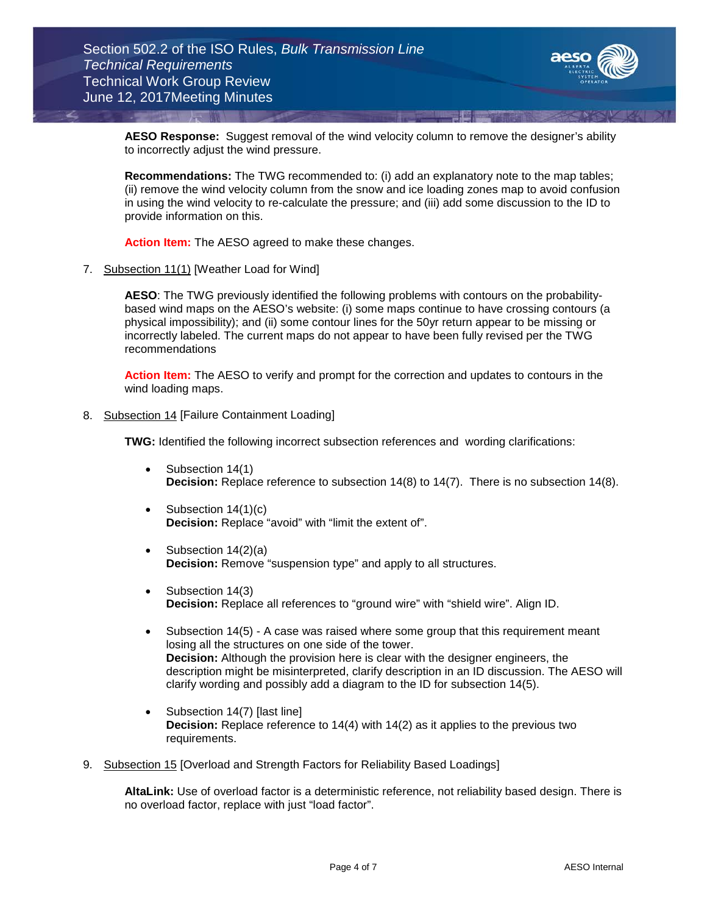**AESO Response:** Suggest removal of the wind velocity column to remove the designer's ability to incorrectly adjust the wind pressure.

**Recommendations:** The TWG recommended to: (i) add an explanatory note to the map tables; (ii) remove the wind velocity column from the snow and ice loading zones map to avoid confusion in using the wind velocity to re-calculate the pressure; and (iii) add some discussion to the ID to provide information on this.

**Action Item:** The AESO agreed to make these changes.

7. Subsection 11(1) [Weather Load for Wind]

   **AESO**: The TWG previously identified the following problems with contours on the probability-based wind maps on the AESO's website: (i) some maps continue to have crossing contours (a physical impossibility); and (ii) some contour lines for the 50yr return appear to be missing or incorrectly labeled. The current maps do not appear to have been fully revised per the TWG recommendations

   **Action Item:** The AESO to verify and prompt for the correction and updates to contours in the wind loading maps.

8. Subsection 14 [Failure Containment Loading]

   **TWG:** Identified the following incorrect subsection references and wording clarifications:

   - Subsection 14(1)
     **Decision:** Replace reference to subsection 14(8) to 14(7). There is no subsection 14(8).
   - Subsection 14(1)(c)
     **Decision:** Replace "avoid" with "limit the extent of".
   - Subsection 14(2)(a)
     **Decision:** Remove "suspension type" and apply to all structures.
   - Subsection 14(3)
     **Decision:** Replace all references to "ground wire" with "shield wire". Align ID.
   - Subsection 14(5) - A case was raised where some group that this requirement meant losing all the structures on one side of the tower.
     **Decision:** Although the provision here is clear with the designer engineers, the description might be misinterpreted, clarify description in an ID discussion. The AESO will clarify wording and possibly add a diagram to the ID for subsection 14(5).
   - Subsection 14(7) [last line]
     **Decision:** Replace reference to 14(4) with 14(2) as it applies to the previous two requirements.

9. Subsection 15 [Overload and Strength Factors for Reliability Based Loadings]

   **AltaLink:** Use of overload factor is a deterministic reference, not reliability based design. There is no overload factor, replace with just "load factor".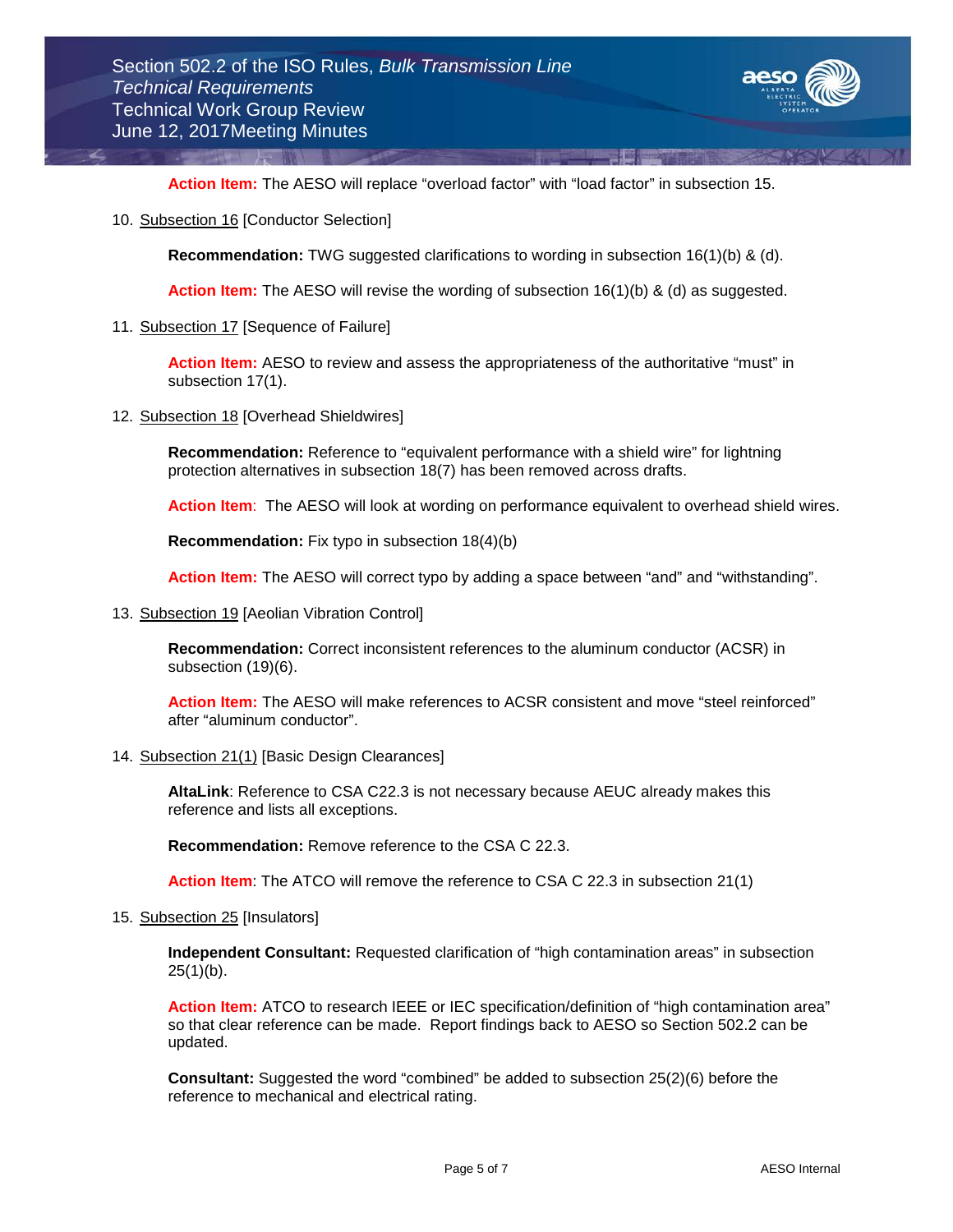**Action Item:** The AESO will replace "overload factor" with "load factor" in subsection 15.

10. Subsection 16 [Conductor Selection]

    **Recommendation:** TWG suggested clarifications to wording in subsection 16(1)(b) & (d).

    **Action Item:** The AESO will revise the wording of subsection 16(1)(b) & (d) as suggested.

11. Subsection 17 [Sequence of Failure]

    **Action Item:** AESO to review and assess the appropriateness of the authoritative "must" in subsection 17(1).

12. Subsection 18 [Overhead Shieldwires]

    **Recommendation:** Reference to "equivalent performance with a shield wire" for lightning protection alternatives in subsection 18(7) has been removed across drafts.

    **Action Item**: The AESO will look at wording on performance equivalent to overhead shield wires.

    **Recommendation:** Fix typo in subsection 18(4)(b)

    **Action Item:** The AESO will correct typo by adding a space between "and" and "withstanding".

13. Subsection 19 [Aeolian Vibration Control]

    **Recommendation:** Correct inconsistent references to the aluminum conductor (ACSR) in subsection (19)(6).

    **Action Item:** The AESO will make references to ACSR consistent and move "steel reinforced" after "aluminum conductor".

14. Subsection 21(1) [Basic Design Clearances]

    **AltaLink**: Reference to CSA C22.3 is not necessary because AEUC already makes this reference and lists all exceptions.

    **Recommendation:** Remove reference to the CSA C 22.3.

    **Action Item**: The ATCO will remove the reference to CSA C 22.3 in subsection 21(1)

15. Subsection 25 [Insulators]

    **Independent Consultant:** Requested clarification of "high contamination areas" in subsection 25(1)(b).

    **Action Item:** ATCO to research IEEE or IEC specification/definition of "high contamination area" so that clear reference can be made. Report findings back to AESO so Section 502.2 can be updated.

    **Consultant:** Suggested the word "combined" be added to subsection 25(2)(6) before the reference to mechanical and electrical rating.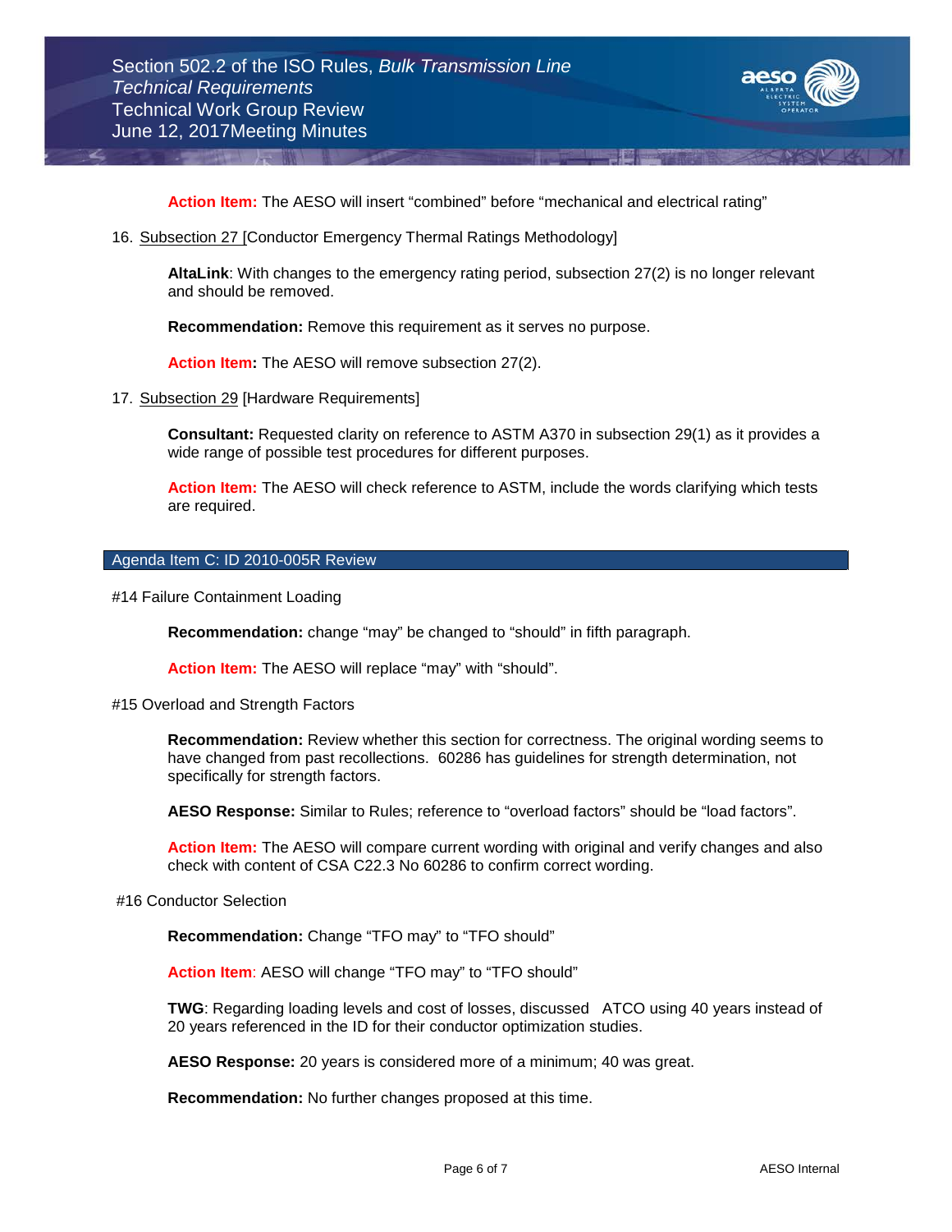**Action Item:** The AESO will insert “combined” before “mechanical and electrical rating”

16. Subsection 27 [Conductor Emergency Thermal Ratings Methodology]

    **AltaLink**: With changes to the emergency rating period, subsection 27(2) is no longer relevant and should be removed.

    **Recommendation:** Remove this requirement as it serves no purpose.

    **Action Item:** The AESO will remove subsection 27(2).

17. Subsection 29 [Hardware Requirements]

    **Consultant:** Requested clarity on reference to ASTM A370 in subsection 29(1) as it provides a wide range of possible test procedures for different purposes.

    **Action Item:** The AESO will check reference to ASTM, include the words clarifying which tests are required.

## Agenda Item C: ID 2010-005R Review

#14 Failure Containment Loading

**Recommendation:** change “may” be changed to “should” in fifth paragraph.

**Action Item:** The AESO will replace “may” with “should”.

#15 Overload and Strength Factors

**Recommendation:** Review whether this section for correctness. The original wording seems to have changed from past recollections. 60286 has guidelines for strength determination, not specifically for strength factors.

**AESO Response:** Similar to Rules; reference to “overload factors” should be “load factors”.

**Action Item:** The AESO will compare current wording with original and verify changes and also check with content of CSA C22.3 No 60286 to confirm correct wording.

#16 Conductor Selection

**Recommendation:** Change “TFO may” to “TFO should”

**Action Item**: AESO will change “TFO may” to “TFO should”

**TWG**: Regarding loading levels and cost of losses, discussed ATCO using 40 years instead of 20 years referenced in the ID for their conductor optimization studies.

**AESO Response:** 20 years is considered more of a minimum; 40 was great.

**Recommendation:** No further changes proposed at this time.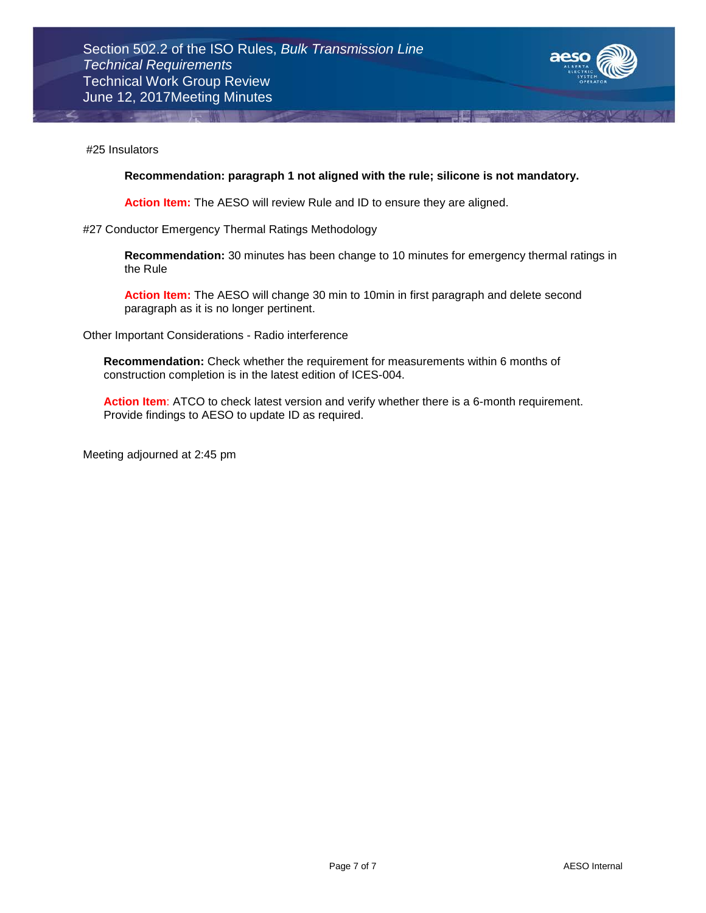#25 Insulators

**Recommendation: paragraph 1 not aligned with the rule; silicone is not mandatory.**

**Action Item:** The AESO will review Rule and ID to ensure they are aligned.

#27 Conductor Emergency Thermal Ratings Methodology

**Recommendation:** 30 minutes has been change to 10 minutes for emergency thermal ratings in the Rule

**Action Item:** The AESO will change 30 min to 10min in first paragraph and delete second paragraph as it is no longer pertinent.

Other Important Considerations - Radio interference

**Recommendation:** Check whether the requirement for measurements within 6 months of construction completion is in the latest edition of ICES-004.

**Action Item**: ATCO to check latest version and verify whether there is a 6-month requirement. Provide findings to AESO to update ID as required.

Meeting adjourned at 2:45 pm